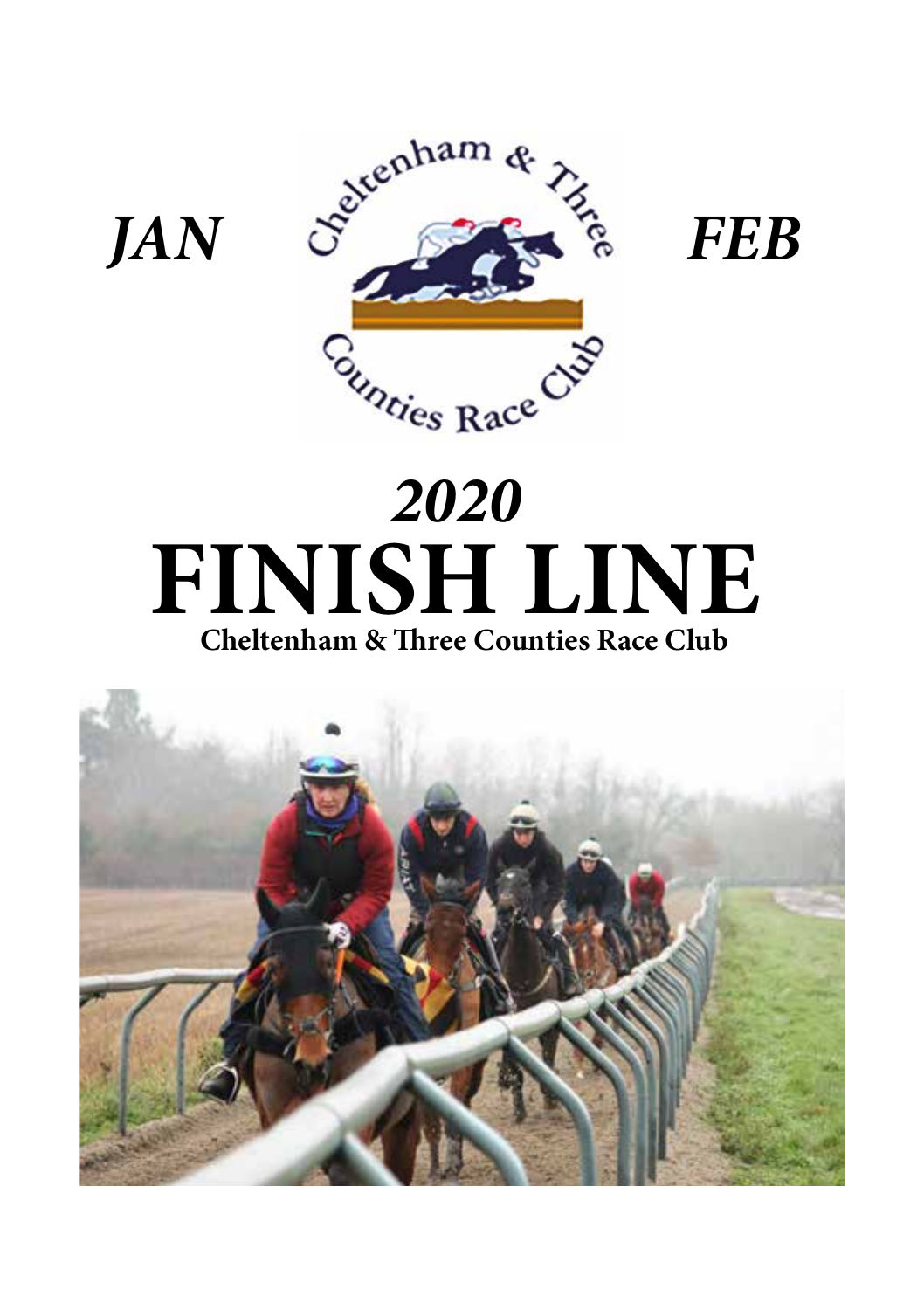*JAN* *FEB*

# *2020*
# FINISH LINE

**Cheltenham & Three Counties Race Club**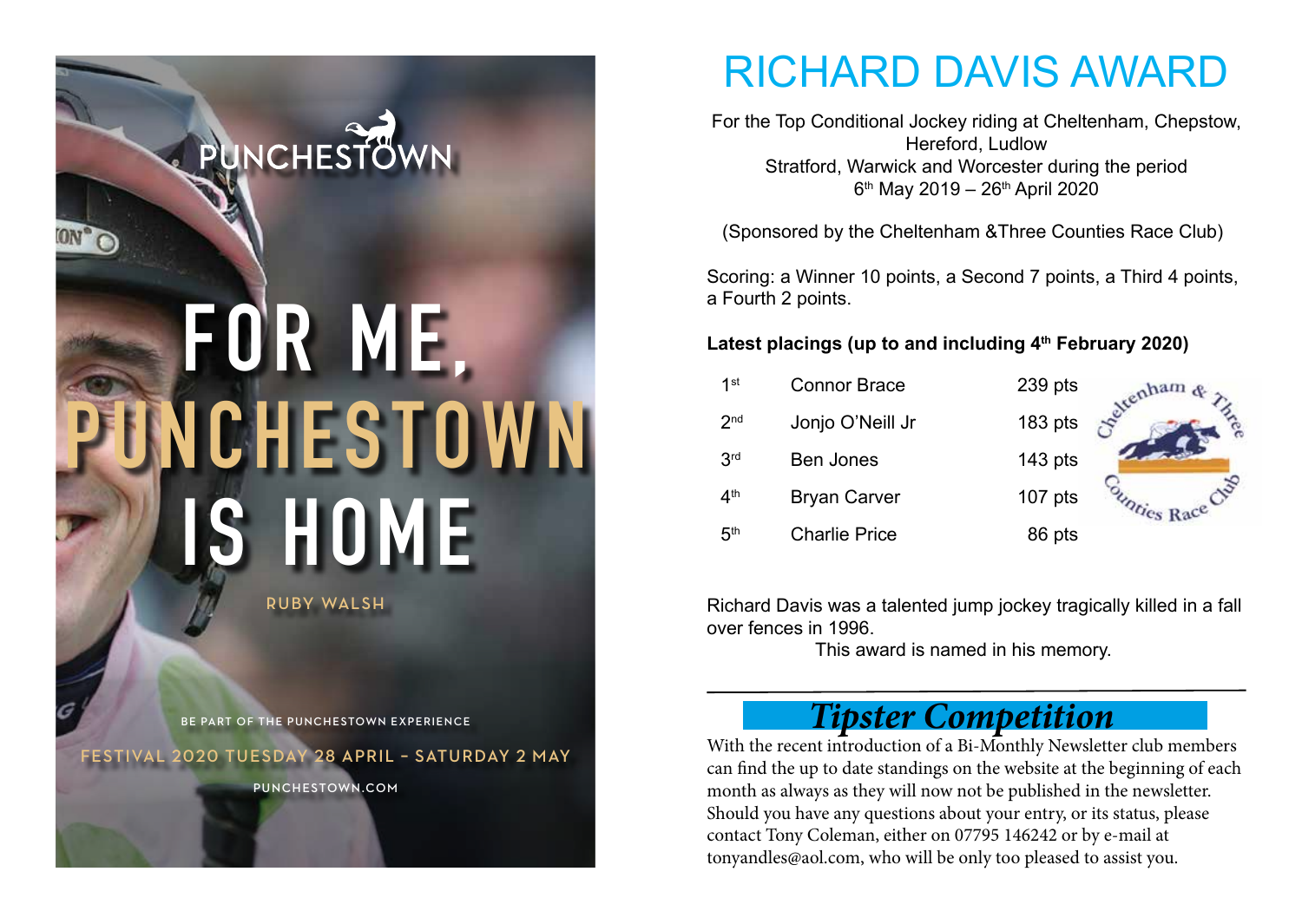FOR ME, PUNCHESTOWN IS HOME

RUBY WALSH

BE PART OF THE PUNCHESTOWN EXPERIENCE

FESTIVAL 2020 TUESDAY 28 APRIL – SATURDAY 2 MAY

PUNCHESTOWN.COM

# RICHARD DAVIS AWARD

For the Top Conditional Jockey riding at Cheltenham, Chepstow, Hereford, Ludlow Stratford, Warwick and Worcester during the period 6th May 2019 – 26th April 2020

(Sponsored by the Cheltenham &Three Counties Race Club)

Scoring: a Winner 10 points, a Second 7 points, a Third 4 points, a Fourth 2 points.

**Latest placings (up to and including 4th February 2020)**

| | | |
|---|---|---|
| 1st | Connor Brace | 239 pts |
| 2nd | Jonjo O'Neill Jr | 183 pts |
| 3rd | Ben Jones | 143 pts |
| 4th | Bryan Carver | 107 pts |
| 5th | Charlie Price | 86 pts |

Richard Davis was a talented jump jockey tragically killed in a fall over fences in 1996.
This award is named in his memory.

## *Tipster Competition*

With the recent introduction of a Bi-Monthly Newsletter club members can find the up to date standings on the website at the beginning of each month as always as they will now not be published in the newsletter. Should you have any questions about your entry, or its status, please contact Tony Coleman, either on 07795 146242 or by e-mail at tonyandles@aol.com, who will be only too pleased to assist you.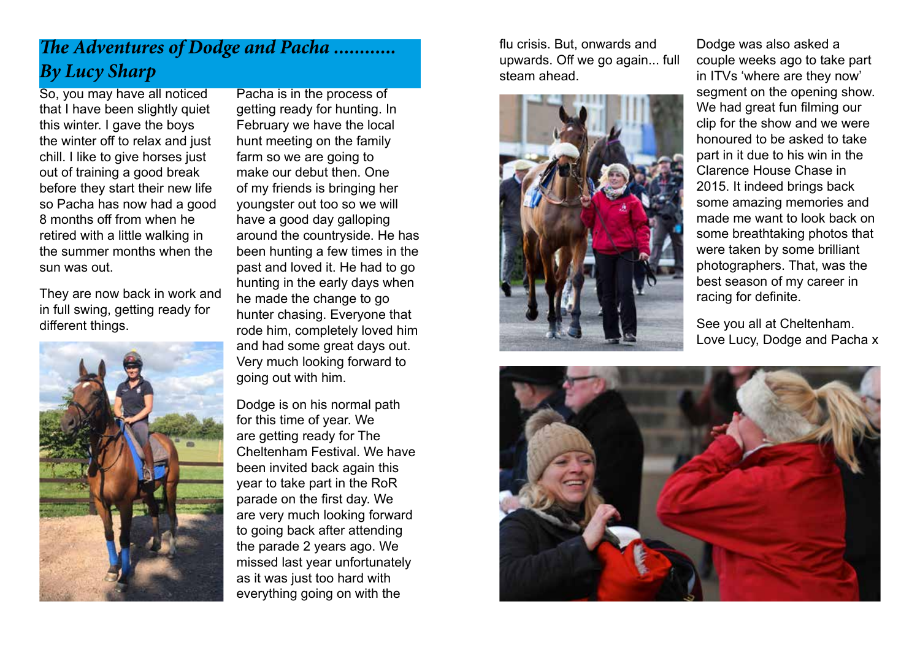# *The Adventures of Dodge and Pacha ............ By Lucy Sharp*

So, you may have all noticed that I have been slightly quiet this winter. I gave the boys the winter off to relax and just chill. I like to give horses just out of training a good break before they start their new life so Pacha has now had a good 8 months off from when he retired with a little walking in the summer months when the sun was out.

They are now back in work and in full swing, getting ready for different things.

Pacha is in the process of getting ready for hunting. In February we have the local hunt meeting on the family farm so we are going to make our debut then. One of my friends is bringing her youngster out too so we will have a good day galloping around the countryside. He has been hunting a few times in the past and loved it. He had to go hunting in the early days when he made the change to go hunter chasing. Everyone that rode him, completely loved him and had some great days out. Very much looking forward to going out with him.

Dodge is on his normal path for this time of year. We are getting ready for The Cheltenham Festival. We have been invited back again this year to take part in the RoR parade on the first day. We are very much looking forward to going back after attending the parade 2 years ago. We missed last year unfortunately as it was just too hard with everything going on with the flu crisis. But, onwards and upwards. Off we go again... full steam ahead.

Dodge was also asked a couple weeks ago to take part in ITVs 'where are they now' segment on the opening show. We had great fun filming our clip for the show and we were honoured to be asked to take part in it due to his win in the Clarence House Chase in 2015. It indeed brings back some amazing memories and made me want to look back on some breathtaking photos that were taken by some brilliant photographers. That, was the best season of my career in racing for definite.

See you all at Cheltenham.
Love Lucy, Dodge and Pacha x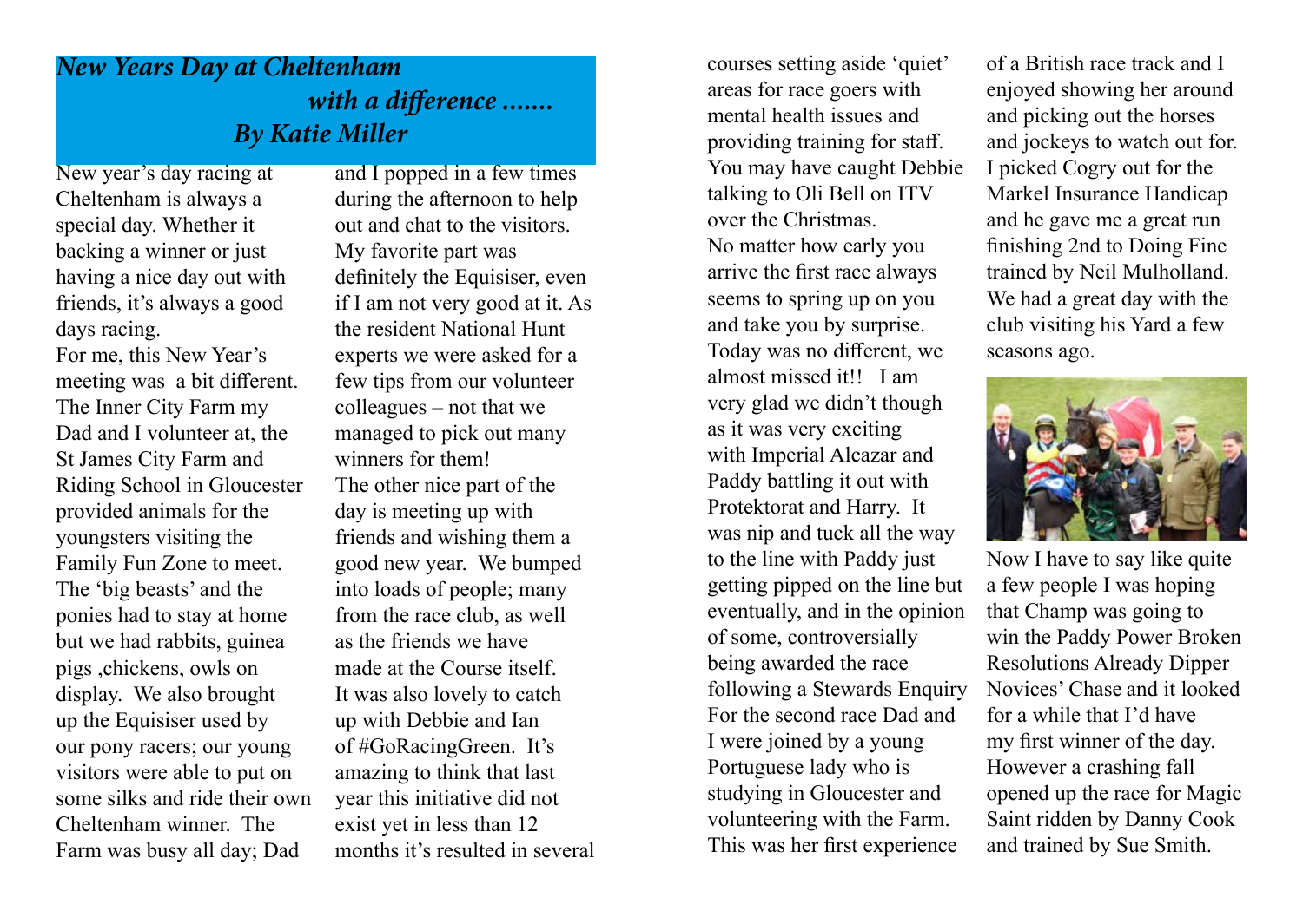# *New Years Day at Cheltenham with a difference .......*

## *By Katie Miller*

New year's day racing at Cheltenham is always a special day. Whether it backing a winner or just having a nice day out with friends, it's always a good days racing.

For me, this New Year's meeting was a bit different. The Inner City Farm my Dad and I volunteer at, the St James City Farm and Riding School in Gloucester provided animals for the youngsters visiting the Family Fun Zone to meet. The 'big beasts' and the ponies had to stay at home but we had rabbits, guinea pigs ,chickens, owls on display. We also brought up the Equisiser used by our pony racers; our young visitors were able to put on some silks and ride their own Cheltenham winner. The Farm was busy all day; Dad and I popped in a few times during the afternoon to help out and chat to the visitors. My favorite part was definitely the Equisiser, even if I am not very good at it. As the resident National Hunt experts we were asked for a few tips from our volunteer colleagues – not that we managed to pick out many winners for them!

The other nice part of the day is meeting up with friends and wishing them a good new year. We bumped into loads of people; many from the race club, as well as the friends we have made at the Course itself. It was also lovely to catch up with Debbie and Ian of #GoRacingGreen. It's amazing to think that last year this initiative did not exist yet in less than 12 months it's resulted in several courses setting aside 'quiet' areas for race goers with mental health issues and providing training for staff. You may have caught Debbie talking to Oli Bell on ITV over the Christmas.

No matter how early you arrive the first race always seems to spring up on you and take you by surprise. Today was no different, we almost missed it!! I am very glad we didn't though as it was very exciting with Imperial Alcazar and Paddy battling it out with Protektorat and Harry. It was nip and tuck all the way to the line with Paddy just getting pipped on the line but eventually, and in the opinion of some, controversially being awarded the race following a Stewards Enquiry

For the second race Dad and I were joined by a young Portuguese lady who is studying in Gloucester and volunteering with the Farm. This was her first experience of a British race track and I enjoyed showing her around and picking out the horses and jockeys to watch out for. I picked Cogry out for the Markel Insurance Handicap and he gave me a great run finishing 2nd to Doing Fine trained by Neil Mulholland. We had a great day with the club visiting his Yard a few seasons ago.

Now I have to say like quite a few people I was hoping that Champ was going to win the Paddy Power Broken Resolutions Already Dipper Novices' Chase and it looked for a while that I'd have my first winner of the day. However a crashing fall opened up the race for Magic Saint ridden by Danny Cook and trained by Sue Smith.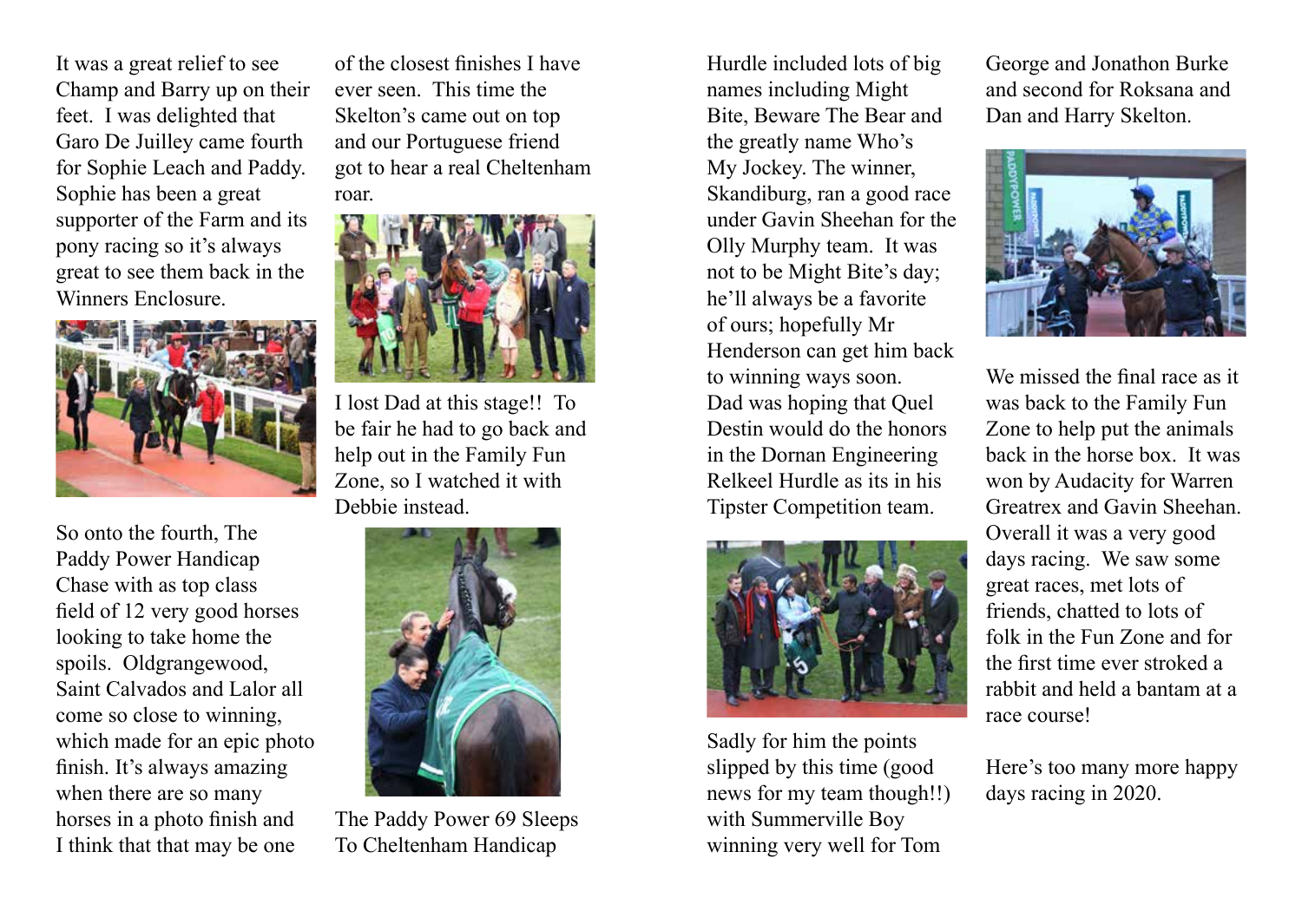It was a great relief to see Champ and Barry up on their feet. I was delighted that Garo De Juilley came fourth for Sophie Leach and Paddy. Sophie has been a great supporter of the Farm and its pony racing so it's always great to see them back in the Winners Enclosure.

So onto the fourth, The Paddy Power Handicap Chase with as top class field of 12 very good horses looking to take home the spoils. Oldgrangewood, Saint Calvados and Lalor all come so close to winning, which made for an epic photo finish. It's always amazing when there are so many horses in a photo finish and I think that that may be one of the closest finishes I have ever seen. This time the Skelton's came out on top and our Portuguese friend got to hear a real Cheltenham roar.

I lost Dad at this stage!! To be fair he had to go back and help out in the Family Fun Zone, so I watched it with Debbie instead.

The Paddy Power 69 Sleeps To Cheltenham Handicap Hurdle included lots of big names including Might Bite, Beware The Bear and the greatly name Who's My Jockey. The winner, Skandiburg, ran a good race under Gavin Sheehan for the Olly Murphy team. It was not to be Might Bite's day; he'll always be a favorite of ours; hopefully Mr Henderson can get him back to winning ways soon. Dad was hoping that Quel Destin would do the honors in the Dornan Engineering Relkeel Hurdle as its in his Tipster Competition team.

Sadly for him the points slipped by this time (good news for my team though!!) with Summerville Boy winning very well for Tom George and Jonathon Burke and second for Roksana and Dan and Harry Skelton.

We missed the final race as it was back to the Family Fun Zone to help put the animals back in the horse box. It was won by Audacity for Warren Greatrex and Gavin Sheehan. Overall it was a very good days racing. We saw some great races, met lots of friends, chatted to lots of folk in the Fun Zone and for the first time ever stroked a rabbit and held a bantam at a race course!

Here's too many more happy days racing in 2020.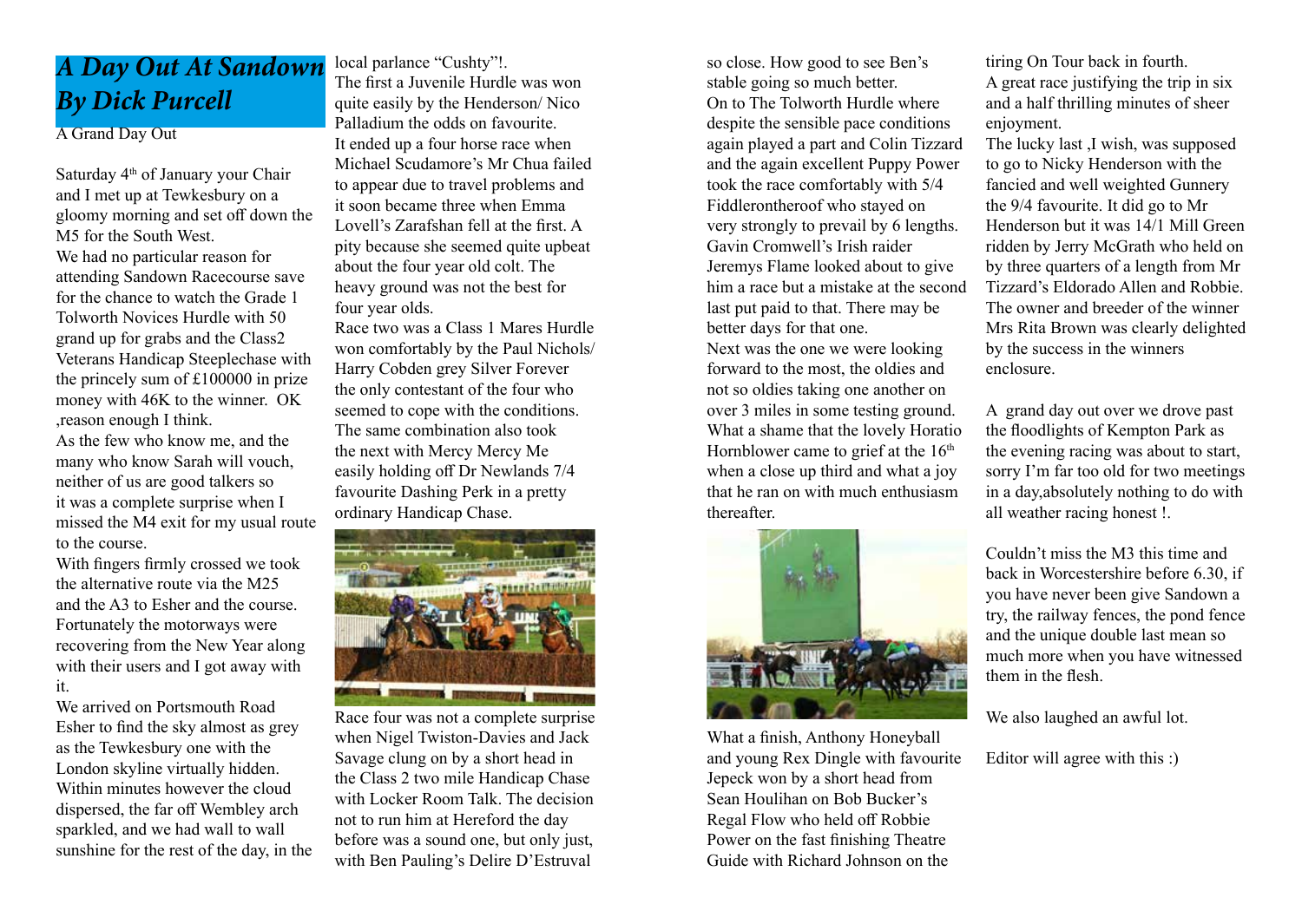# *A Day Out At Sandown By Dick Purcell*

A Grand Day Out

Saturday 4th of January your Chair and I met up at Tewkesbury on a gloomy morning and set off down the M5 for the South West.

We had no particular reason for attending Sandown Racecourse save for the chance to watch the Grade 1 Tolworth Novices Hurdle with 50 grand up for grabs and the Class2 Veterans Handicap Steeplechase with the princely sum of £100000 in prize money with 46K to the winner. OK ,reason enough I think.

As the few who know me, and the many who know Sarah will vouch, neither of us are good talkers so it was a complete surprise when I missed the M4 exit for my usual route to the course.

With fingers firmly crossed we took the alternative route via the M25 and the A3 to Esher and the course. Fortunately the motorways were recovering from the New Year along with their users and I got away with it.

We arrived on Portsmouth Road Esher to find the sky almost as grey as the Tewkesbury one with the London skyline virtually hidden. Within minutes however the cloud dispersed, the far off Wembley arch sparkled, and we had wall to wall sunshine for the rest of the day, in the local parlance "Cushty"!.

The first a Juvenile Hurdle was won quite easily by the Henderson/ Nico Palladium the odds on favourite.

It ended up a four horse race when Michael Scudamore's Mr Chua failed to appear due to travel problems and it soon became three when Emma Lovell's Zarafshan fell at the first. A pity because she seemed quite upbeat about the four year old colt. The heavy ground was not the best for four year olds.

Race two was a Class 1 Mares Hurdle won comfortably by the Paul Nichols/ Harry Cobden grey Silver Forever the only contestant of the four who seemed to cope with the conditions. The same combination also took the next with Mercy Mercy Me easily holding off Dr Newlands 7/4 favourite Dashing Perk in a pretty ordinary Handicap Chase.

Race four was not a complete surprise when Nigel Twiston-Davies and Jack Savage clung on by a short head in the Class 2 two mile Handicap Chase with Locker Room Talk. The decision not to run him at Hereford the day before was a sound one, but only just, with Ben Pauling's Delire D'Estruval so close. How good to see Ben's stable going so much better.

On to The Tolworth Hurdle where despite the sensible pace conditions again played a part and Colin Tizzard and the again excellent Puppy Power took the race comfortably with 5/4 Fiddlerontheroof who stayed on very strongly to prevail by 6 lengths. Gavin Cromwell's Irish raider Jeremys Flame looked about to give him a race but a mistake at the second last put paid to that. There may be better days for that one.

Next was the one we were looking forward to the most, the oldies and not so oldies taking one another on over 3 miles in some testing ground. What a shame that the lovely Horatio Hornblower came to grief at the 16th when a close up third and what a joy that he ran on with much enthusiasm thereafter.

What a finish, Anthony Honeyball and young Rex Dingle with favourite Jepeck won by a short head from Sean Houlihan on Bob Bucker's Regal Flow who held off Robbie Power on the fast finishing Theatre Guide with Richard Johnson on the tiring On Tour back in fourth.

A great race justifying the trip in six and a half thrilling minutes of sheer enjoyment.

The lucky last ,I wish, was supposed to go to Nicky Henderson with the fancied and well weighted Gunnery the 9/4 favourite. It did go to Mr Henderson but it was 14/1 Mill Green ridden by Jerry McGrath who held on by three quarters of a length from Mr Tizzard's Eldorado Allen and Robbie. The owner and breeder of the winner Mrs Rita Brown was clearly delighted by the success in the winners enclosure.

A grand day out over we drove past the floodlights of Kempton Park as the evening racing was about to start, sorry I'm far too old for two meetings in a day,absolutely nothing to do with all weather racing honest !.

Couldn't miss the M3 this time and back in Worcestershire before 6.30, if you have never been give Sandown a try, the railway fences, the pond fence and the unique double last mean so much more when you have witnessed them in the flesh.

We also laughed an awful lot.

Editor will agree with this :)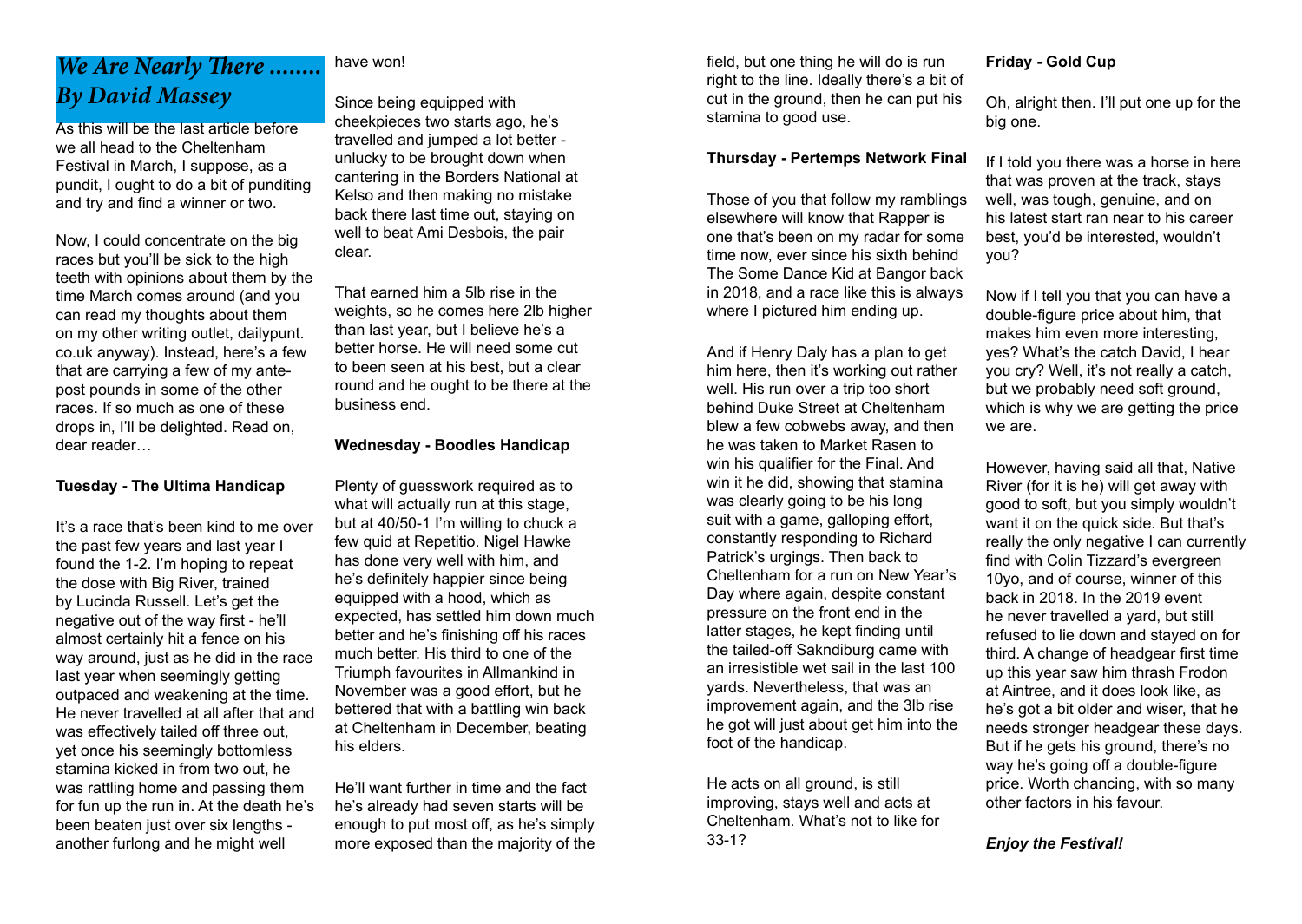# *We Are Nearly There ........ By David Massey*

As this will be the last article before we all head to the Cheltenham Festival in March, I suppose, as a pundit, I ought to do a bit of punditing and try and find a winner or two.

Now, I could concentrate on the big races but you'll be sick to the high teeth with opinions about them by the time March comes around (and you can read my thoughts about them on my other writing outlet, dailypunt.co.uk anyway). Instead, here's a few that are carrying a few of my ante-post pounds in some of the other races. If so much as one of these drops in, I'll be delighted. Read on, dear reader…

**Tuesday - The Ultima Handicap**

It's a race that's been kind to me over the past few years and last year I found the 1-2. I'm hoping to repeat the dose with Big River, trained by Lucinda Russell. Let's get the negative out of the way first - he'll almost certainly hit a fence on his way around, just as he did in the race last year when seemingly getting outpaced and weakening at the time. He never travelled at all after that and was effectively tailed off three out, yet once his seemingly bottomless stamina kicked in from two out, he was rattling home and passing them for fun up the run in. At the death he's been beaten just over six lengths - another furlong and he might well have won!

Since being equipped with cheekpieces two starts ago, he's travelled and jumped a lot better - unlucky to be brought down when cantering in the Borders National at Kelso and then making no mistake back there last time out, staying on well to beat Ami Desbois, the pair clear.

That earned him a 5lb rise in the weights, so he comes here 2lb higher than last year, but I believe he's a better horse. He will need some cut to been seen at his best, but a clear round and he ought to be there at the business end.

**Wednesday - Boodles Handicap**

Plenty of guesswork required as to what will actually run at this stage, but at 40/50-1 I'm willing to chuck a few quid at Repetitio. Nigel Hawke has done very well with him, and he's definitely happier since being equipped with a hood, which as expected, has settled him down much better and he's finishing off his races much better. His third to one of the Triumph favourites in Allmankind in November was a good effort, but he bettered that with a battling win back at Cheltenham in December, beating his elders.

He'll want further in time and the fact he's already had seven starts will be enough to put most off, as he's simply more exposed than the majority of the field, but one thing he will do is run right to the line. Ideally there's a bit of cut in the ground, then he can put his stamina to good use.

**Thursday - Pertemps Network Final**

Those of you that follow my ramblings elsewhere will know that Rapper is one that's been on my radar for some time now, ever since his sixth behind The Some Dance Kid at Bangor back in 2018, and a race like this is always where I pictured him ending up.

And if Henry Daly has a plan to get him here, then it's working out rather well. His run over a trip too short behind Duke Street at Cheltenham blew a few cobwebs away, and then he was taken to Market Rasen to win his qualifier for the Final. And win it he did, showing that stamina was clearly going to be his long suit with a game, galloping effort, constantly responding to Richard Patrick's urgings. Then back to Cheltenham for a run on New Year's Day where again, despite constant pressure on the front end in the latter stages, he kept finding until the tailed-off Sakndiburg came with an irresistible wet sail in the last 100 yards. Nevertheless, that was an improvement again, and the 3lb rise he got will just about get him into the foot of the handicap.

He acts on all ground, is still improving, stays well and acts at Cheltenham. What's not to like for 33-1?

**Friday - Gold Cup**

Oh, alright then. I'll put one up for the big one.

If I told you there was a horse in here that was proven at the track, stays well, was tough, genuine, and on his latest start ran near to his career best, you'd be interested, wouldn't you?

Now if I tell you that you can have a double-figure price about him, that makes him even more interesting, yes? What's the catch David, I hear you cry? Well, it's not really a catch, but we probably need soft ground, which is why we are getting the price we are.

However, having said all that, Native River (for it is he) will get away with good to soft, but you simply wouldn't want it on the quick side. But that's really the only negative I can currently find with Colin Tizzard's evergreen 10yo, and of course, winner of this back in 2018. In the 2019 event he never travelled a yard, but still refused to lie down and stayed on for third. A change of headgear first time up this year saw him thrash Frodon at Aintree, and it does look like, as he's got a bit older and wiser, that he needs stronger headgear these days. But if he gets his ground, there's no way he's going off a double-figure price. Worth chancing, with so many other factors in his favour.

***Enjoy the Festival!***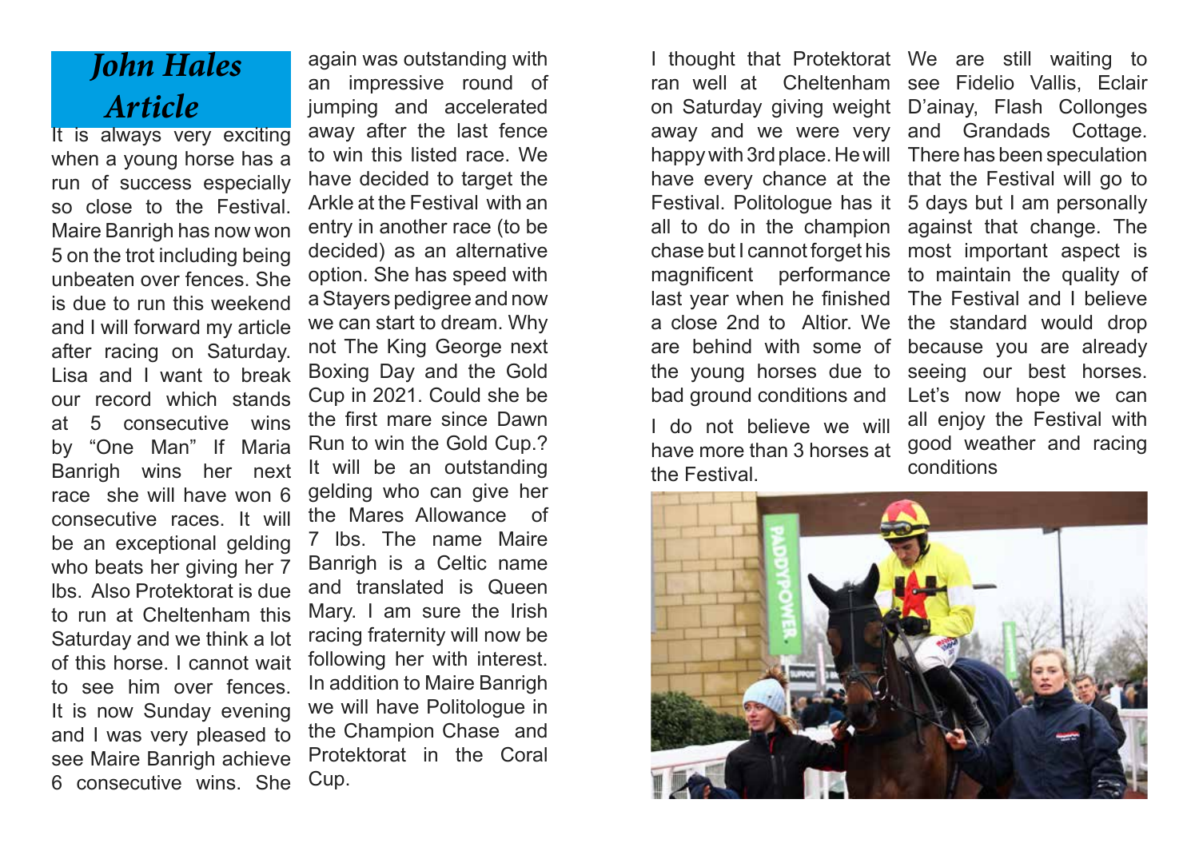# *John Hales Article*

It is always very exciting when a young horse has a run of success especially so close to the Festival. Maire Banrigh has now won 5 on the trot including being unbeaten over fences. She is due to run this weekend and I will forward my article after racing on Saturday. Lisa and I want to break our record which stands at 5 consecutive wins by "One Man" If Maria Banrigh wins her next race she will have won 6 consecutive races. It will be an exceptional gelding who beats her giving her 7 lbs. Also Protektorat is due to run at Cheltenham this Saturday and we think a lot of this horse. I cannot wait to see him over fences. It is now Sunday evening and I was very pleased to see Maire Banrigh achieve 6 consecutive wins. She again was outstanding with an impressive round of jumping and accelerated away after the last fence to win this listed race. We have decided to target the Arkle at the Festival with an entry in another race (to be decided) as an alternative option. She has speed with a Stayers pedigree and now we can start to dream. Why not The King George next Boxing Day and the Gold Cup in 2021. Could she be the first mare since Dawn Run to win the Gold Cup.? It will be an outstanding gelding who can give her the Mares Allowance of 7 lbs. The name Maire Banrigh is a Celtic name and translated is Queen Mary. I am sure the Irish racing fraternity will now be following her with interest. In addition to Maire Banrigh we will have Politologue in the Champion Chase and Protektorat in the Coral Cup.

I thought that Protektorat ran well at Cheltenham on Saturday giving weight away and we were very happy with 3rd place. He will have every chance at the Festival. Politologue has it all to do in the champion chase but I cannot forget his magnificent performance last year when he finished a close 2nd to Altior. We are behind with some of the young horses due to bad ground conditions and

I do not believe we will have more than 3 horses at the Festival.

We are still waiting to see Fidelio Vallis, Eclair D'ainay, Flash Collonges and Grandads Cottage. There has been speculation that the Festival will go to 5 days but I am personally against that change. The most important aspect is to maintain the quality of The Festival and I believe the standard would drop because you are already seeing our best horses. Let's now hope we can all enjoy the Festival with good weather and racing conditions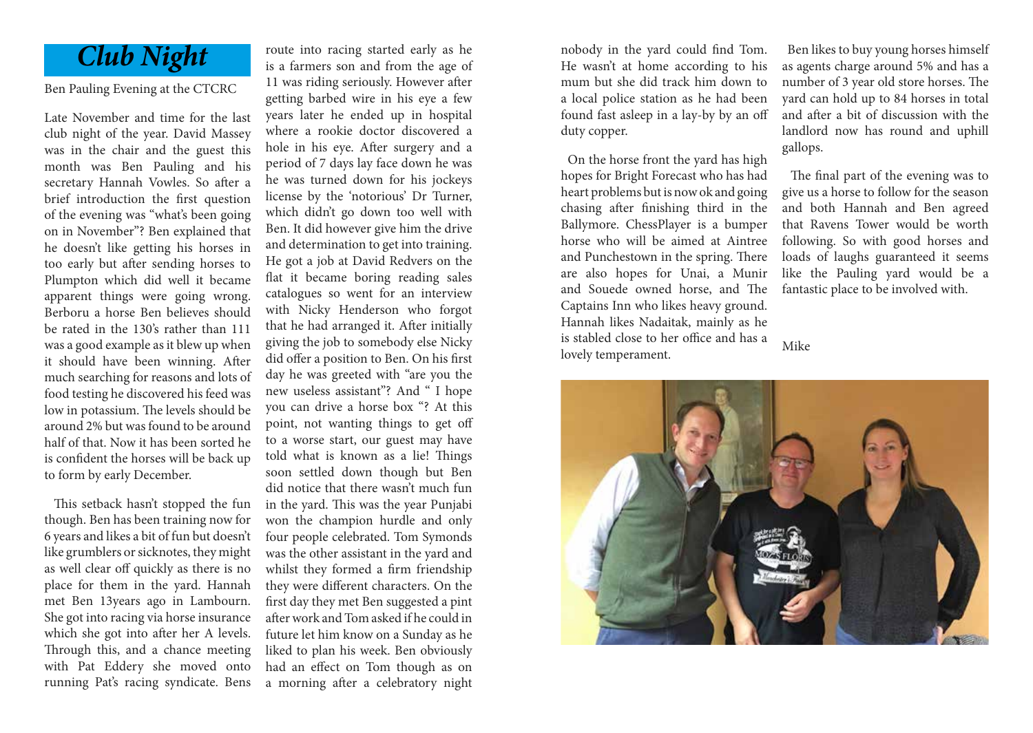# *Club Night*

Ben Pauling Evening at the CTCRC

Late November and time for the last club night of the year. David Massey was in the chair and the guest this month was Ben Pauling and his secretary Hannah Vowles. So after a brief introduction the first question of the evening was "what's been going on in November"? Ben explained that he doesn't like getting his horses in too early but after sending horses to Plumpton which did well it became apparent things were going wrong. Berboru a horse Ben believes should be rated in the 130's rather than 111 was a good example as it blew up when it should have been winning. After much searching for reasons and lots of food testing he discovered his feed was low in potassium. The levels should be around 2% but was found to be around half of that. Now it has been sorted he is confident the horses will be back up to form by early December.

This setback hasn't stopped the fun though. Ben has been training now for 6 years and likes a bit of fun but doesn't like grumblers or sicknotes, they might as well clear off quickly as there is no place for them in the yard. Hannah met Ben 13years ago in Lambourn. She got into racing via horse insurance which she got into after her A levels. Through this, and a chance meeting with Pat Eddery she moved onto running Pat's racing syndicate. Bens route into racing started early as he is a farmers son and from the age of 11 was riding seriously. However after getting barbed wire in his eye a few years later he ended up in hospital where a rookie doctor discovered a hole in his eye. After surgery and a period of 7 days lay face down he was he was turned down for his jockeys license by the 'notorious' Dr Turner, which didn't go down too well with Ben. It did however give him the drive and determination to get into training. He got a job at David Redvers on the flat it became boring reading sales catalogues so went for an interview with Nicky Henderson who forgot that he had arranged it. After initially giving the job to somebody else Nicky did offer a position to Ben. On his first day he was greeted with "are you the new useless assistant"? And " I hope you can drive a horse box "? At this point, not wanting things to get off to a worse start, our guest may have told what is known as a lie! Things soon settled down though but Ben did notice that there wasn't much fun in the yard. This was the year Punjabi won the champion hurdle and only four people celebrated. Tom Symonds was the other assistant in the yard and whilst they formed a firm friendship they were different characters. On the first day they met Ben suggested a pint after work and Tom asked if he could in future let him know on a Sunday as he liked to plan his week. Ben obviously had an effect on Tom though as on a morning after a celebratory night nobody in the yard could find Tom. He wasn't at home according to his mum but she did track him down to a local police station as he had been found fast asleep in a lay-by by an off duty copper.

On the horse front the yard has high hopes for Bright Forecast who has had heart problems but is now ok and going chasing after finishing third in the Ballymore. ChessPlayer is a bumper horse who will be aimed at Aintree and Punchestown in the spring. There are also hopes for Unai, a Munir and Souede owned horse, and The Captains Inn who likes heavy ground. Hannah likes Nadaitak, mainly as he is stabled close to her office and has a lovely temperament.

Ben likes to buy young horses himself as agents charge around 5% and has a number of 3 year old store horses. The yard can hold up to 84 horses in total and after a bit of discussion with the landlord now has round and uphill gallops.

The final part of the evening was to give us a horse to follow for the season and both Hannah and Ben agreed that Ravens Tower would be worth following. So with good horses and loads of laughs guaranteed it seems like the Pauling yard would be a fantastic place to be involved with.

Mike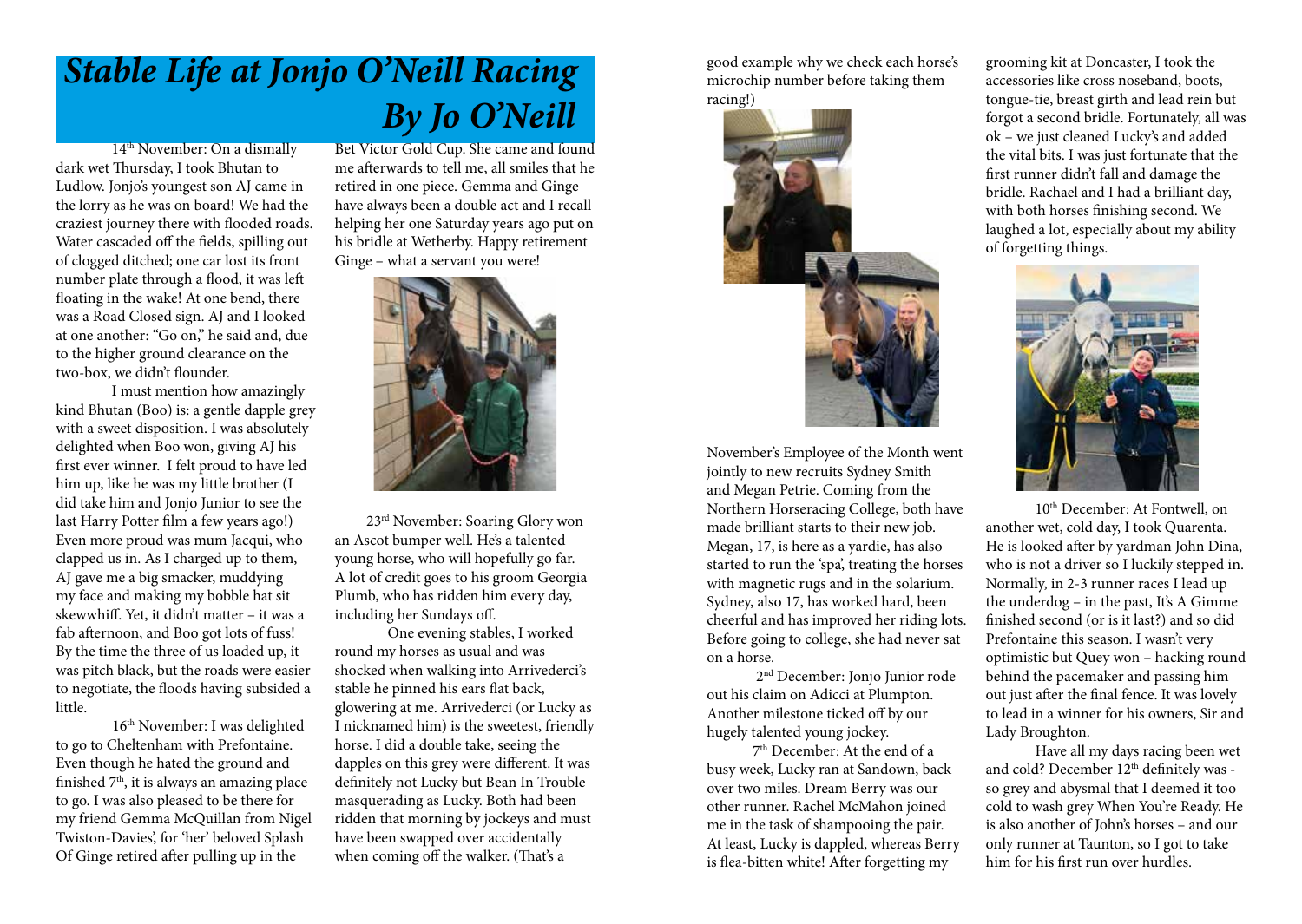# *Stable Life at Jonjo O'Neill Racing By Jo O'Neill*

14th November: On a dismally dark wet Thursday, I took Bhutan to Ludlow. Jonjo's youngest son AJ came in the lorry as he was on board! We had the craziest journey there with flooded roads. Water cascaded off the fields, spilling out of clogged ditched; one car lost its front number plate through a flood, it was left floating in the wake! At one bend, there was a Road Closed sign. AJ and I looked at one another: "Go on," he said and, due to the higher ground clearance on the two-box, we didn't flounder.

I must mention how amazingly kind Bhutan (Boo) is: a gentle dapple grey with a sweet disposition. I was absolutely delighted when Boo won, giving AJ his first ever winner. I felt proud to have led him up, like he was my little brother (I did take him and Jonjo Junior to see the last Harry Potter film a few years ago!) Even more proud was mum Jacqui, who clapped us in. As I charged up to them, AJ gave me a big smacker, muddying my face and making my bobble hat sit skewwhiff. Yet, it didn't matter – it was a fab afternoon, and Boo got lots of fuss! By the time the three of us loaded up, it was pitch black, but the roads were easier to negotiate, the floods having subsided a little.

16th November: I was delighted to go to Cheltenham with Prefontaine. Even though he hated the ground and finished 7th, it is always an amazing place to go. I was also pleased to be there for my friend Gemma McQuillan from Nigel Twiston-Davies', for 'her' beloved Splash Of Ginge retired after pulling up in the Bet Victor Gold Cup. She came and found me afterwards to tell me, all smiles that he retired in one piece. Gemma and Ginge have always been a double act and I recall helping her one Saturday years ago put on his bridle at Wetherby. Happy retirement Ginge – what a servant you were!

23rd November: Soaring Glory won an Ascot bumper well. He's a talented young horse, who will hopefully go far. A lot of credit goes to his groom Georgia Plumb, who has ridden him every day, including her Sundays off.

One evening stables, I worked round my horses as usual and was shocked when walking into Arrivederci's stable he pinned his ears flat back, glowering at me. Arrivederci (or Lucky as I nicknamed him) is the sweetest, friendly horse. I did a double take, seeing the dapples on this grey were different. It was definitely not Lucky but Bean In Trouble masquerading as Lucky. Both had been ridden that morning by jockeys and must have been swapped over accidentally when coming off the walker. (That's a good example why we check each horse's microchip number before taking them racing!)

November's Employee of the Month went jointly to new recruits Sydney Smith and Megan Petrie. Coming from the Northern Horseracing College, both have made brilliant starts to their new job. Megan, 17, is here as a yardie, has also started to run the 'spa', treating the horses with magnetic rugs and in the solarium. Sydney, also 17, has worked hard, been cheerful and has improved her riding lots. Before going to college, she had never sat on a horse.

2nd December: Jonjo Junior rode out his claim on Adicci at Plumpton. Another milestone ticked off by our hugely talented young jockey.

7th December: At the end of a busy week, Lucky ran at Sandown, back over two miles. Dream Berry was our other runner. Rachel McMahon joined me in the task of shampooing the pair. At least, Lucky is dappled, whereas Berry is flea-bitten white! After forgetting my grooming kit at Doncaster, I took the accessories like cross noseband, boots, tongue-tie, breast girth and lead rein but forgot a second bridle. Fortunately, all was ok – we just cleaned Lucky's and added the vital bits. I was just fortunate that the first runner didn't fall and damage the bridle. Rachael and I had a brilliant day, with both horses finishing second. We laughed a lot, especially about my ability of forgetting things.

10th December: At Fontwell, on another wet, cold day, I took Quarenta. He is looked after by yardman John Dina, who is not a driver so I luckily stepped in. Normally, in 2-3 runner races I lead up the underdog – in the past, It's A Gimme finished second (or is it last?) and so did Prefontaine this season. I wasn't very optimistic but Quey won – hacking round behind the pacemaker and passing him out just after the final fence. It was lovely to lead in a winner for his owners, Sir and Lady Broughton.

Have all my days racing been wet and cold? December 12th definitely was - so grey and abysmal that I deemed it too cold to wash grey When You're Ready. He is also another of John's horses – and our only runner at Taunton, so I got to take him for his first run over hurdles.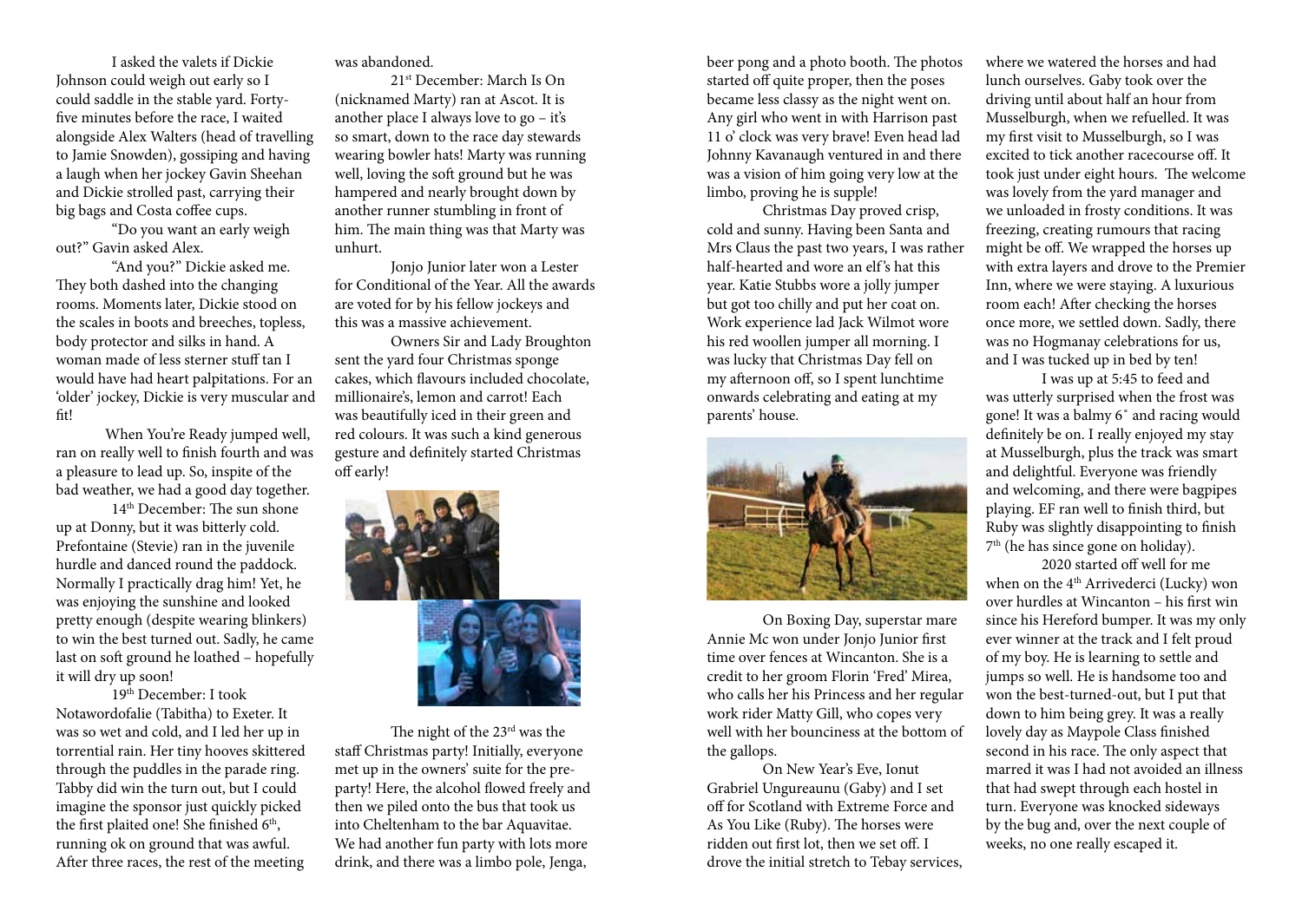I asked the valets if Dickie Johnson could weigh out early so I could saddle in the stable yard. Forty-five minutes before the race, I waited alongside Alex Walters (head of travelling to Jamie Snowden), gossiping and having a laugh when her jockey Gavin Sheehan and Dickie strolled past, carrying their big bags and Costa coffee cups.

"Do you want an early weigh out?" Gavin asked Alex.

"And you?" Dickie asked me. They both dashed into the changing rooms. Moments later, Dickie stood on the scales in boots and breeches, topless, body protector and silks in hand. A woman made of less sterner stuff tan I would have had heart palpitations. For an 'older' jockey, Dickie is very muscular and fit!

When You're Ready jumped well, ran on really well to finish fourth and was a pleasure to lead up. So, inspite of the bad weather, we had a good day together.

14th December: The sun shone up at Donny, but it was bitterly cold. Prefontaine (Stevie) ran in the juvenile hurdle and danced round the paddock. Normally I practically drag him! Yet, he was enjoying the sunshine and looked pretty enough (despite wearing blinkers) to win the best turned out. Sadly, he came last on soft ground he loathed – hopefully it will dry up soon!

19th December: I took Notawordofalie (Tabitha) to Exeter. It was so wet and cold, and I led her up in torrential rain. Her tiny hooves skittered through the puddles in the parade ring. Tabby did win the turn out, but I could imagine the sponsor just quickly picked the first plaited one! She finished 6th, running ok on ground that was awful. After three races, the rest of the meeting was abandoned.

21st December: March Is On (nicknamed Marty) ran at Ascot. It is another place I always love to go – it's so smart, down to the race day stewards wearing bowler hats! Marty was running well, loving the soft ground but he was hampered and nearly brought down by another runner stumbling in front of him. The main thing was that Marty was unhurt.

Jonjo Junior later won a Lester for Conditional of the Year. All the awards are voted for by his fellow jockeys and this was a massive achievement.

Owners Sir and Lady Broughton sent the yard four Christmas sponge cakes, which flavours included chocolate, millionaire's, lemon and carrot! Each was beautifully iced in their green and red colours. It was such a kind generous gesture and definitely started Christmas off early!

The night of the 23rd was the staff Christmas party! Initially, everyone met up in the owners' suite for the pre-party! Here, the alcohol flowed freely and then we piled onto the bus that took us into Cheltenham to the bar Aquavitae. We had another fun party with lots more drink, and there was a limbo pole, Jenga, beer pong and a photo booth. The photos started off quite proper, then the poses became less classy as the night went on. Any girl who went in with Harrison past 11 o' clock was very brave! Even head lad Johnny Kavanaugh ventured in and there was a vision of him going very low at the limbo, proving he is supple!

Christmas Day proved crisp, cold and sunny. Having been Santa and Mrs Claus the past two years, I was rather half-hearted and wore an elf's hat this year. Katie Stubbs wore a jolly jumper but got too chilly and put her coat on. Work experience lad Jack Wilmot wore his red woollen jumper all morning. I was lucky that Christmas Day fell on my afternoon off, so I spent lunchtime onwards celebrating and eating at my parents' house.

On Boxing Day, superstar mare Annie Mc won under Jonjo Junior first time over fences at Wincanton. She is a credit to her groom Florin 'Fred' Mirea, who calls her his Princess and her regular work rider Matty Gill, who copes very well with her bounciness at the bottom of the gallops.

On New Year's Eve, Ionut Grabriel Ungureaunu (Gaby) and I set off for Scotland with Extreme Force and As You Like (Ruby). The horses were ridden out first lot, then we set off. I drove the initial stretch to Tebay services, where we watered the horses and had lunch ourselves. Gaby took over the driving until about half an hour from Musselburgh, when we refuelled. It was my first visit to Musselburgh, so I was excited to tick another racecourse off. It took just under eight hours. The welcome was lovely from the yard manager and we unloaded in frosty conditions. It was freezing, creating rumours that racing might be off. We wrapped the horses up with extra layers and drove to the Premier Inn, where we were staying. A luxurious room each! After checking the horses once more, we settled down. Sadly, there was no Hogmanay celebrations for us, and I was tucked up in bed by ten!

I was up at 5:45 to feed and was utterly surprised when the frost was gone! It was a balmy 6˚ and racing would definitely be on. I really enjoyed my stay at Musselburgh, plus the track was smart and delightful. Everyone was friendly and welcoming, and there were bagpipes playing. EF ran well to finish third, but Ruby was slightly disappointing to finish 7th (he has since gone on holiday).

2020 started off well for me when on the 4th Arrivederci (Lucky) won over hurdles at Wincanton – his first win since his Hereford bumper. It was my only ever winner at the track and I felt proud of my boy. He is learning to settle and jumps so well. He is handsome too and won the best-turned-out, but I put that down to him being grey. It was a really lovely day as Maypole Class finished second in his race. The only aspect that marred it was I had not avoided an illness that had swept through each hostel in turn. Everyone was knocked sideways by the bug and, over the next couple of weeks, no one really escaped it.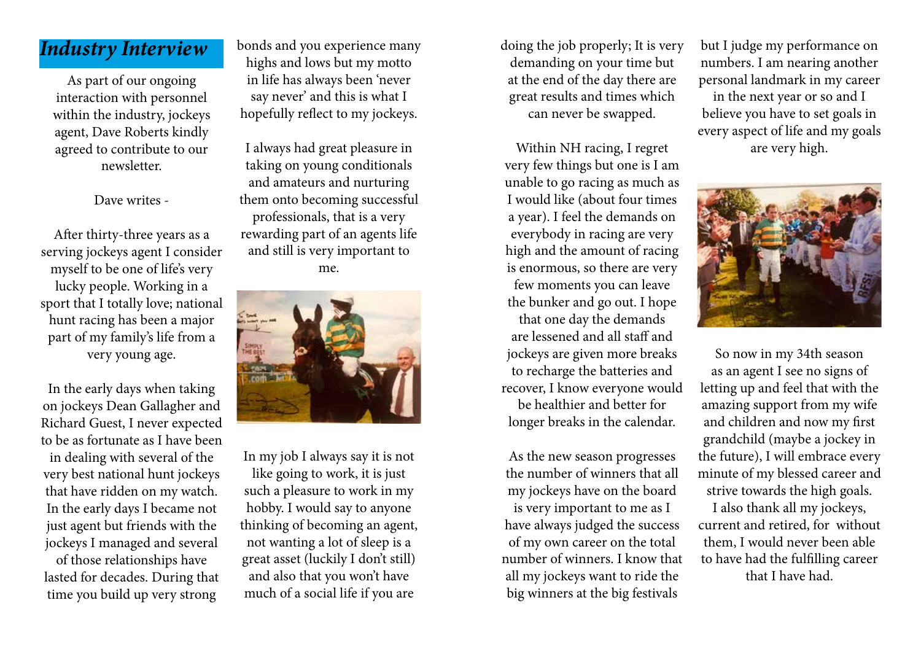## *Industry Interview*

As part of our ongoing interaction with personnel within the industry, jockeys agent, Dave Roberts kindly agreed to contribute to our newsletter.

Dave writes -

After thirty-three years as a serving jockeys agent I consider myself to be one of life's very lucky people. Working in a sport that I totally love; national hunt racing has been a major part of my family's life from a very young age.

In the early days when taking on jockeys Dean Gallagher and Richard Guest, I never expected to be as fortunate as I have been in dealing with several of the very best national hunt jockeys that have ridden on my watch. In the early days I became not just agent but friends with the jockeys I managed and several of those relationships have lasted for decades. During that time you build up very strong bonds and you experience many highs and lows but my motto in life has always been 'never say never' and this is what I hopefully reflect to my jockeys.

I always had great pleasure in taking on young conditionals and amateurs and nurturing them onto becoming successful professionals, that is a very rewarding part of an agents life and still is very important to me.

In my job I always say it is not like going to work, it is just such a pleasure to work in my hobby. I would say to anyone thinking of becoming an agent, not wanting a lot of sleep is a great asset (luckily I don't still) and also that you won't have much of a social life if you are doing the job properly; It is very demanding on your time but at the end of the day there are great results and times which can never be swapped.

Within NH racing, I regret very few things but one is I am unable to go racing as much as I would like (about four times a year). I feel the demands on everybody in racing are very high and the amount of racing is enormous, so there are very few moments you can leave the bunker and go out. I hope that one day the demands are lessened and all staff and jockeys are given more breaks to recharge the batteries and recover, I know everyone would be healthier and better for longer breaks in the calendar.

As the new season progresses the number of winners that all my jockeys have on the board is very important to me as I have always judged the success of my own career on the total number of winners. I know that all my jockeys want to ride the big winners at the big festivals but I judge my performance on numbers. I am nearing another personal landmark in my career in the next year or so and I believe you have to set goals in every aspect of life and my goals are very high.

So now in my 34th season as an agent I see no signs of letting up and feel that with the amazing support from my wife and children and now my first grandchild (maybe a jockey in the future), I will embrace every minute of my blessed career and strive towards the high goals. I also thank all my jockeys, current and retired, for without them, I would never been able to have had the fulfilling career that I have had.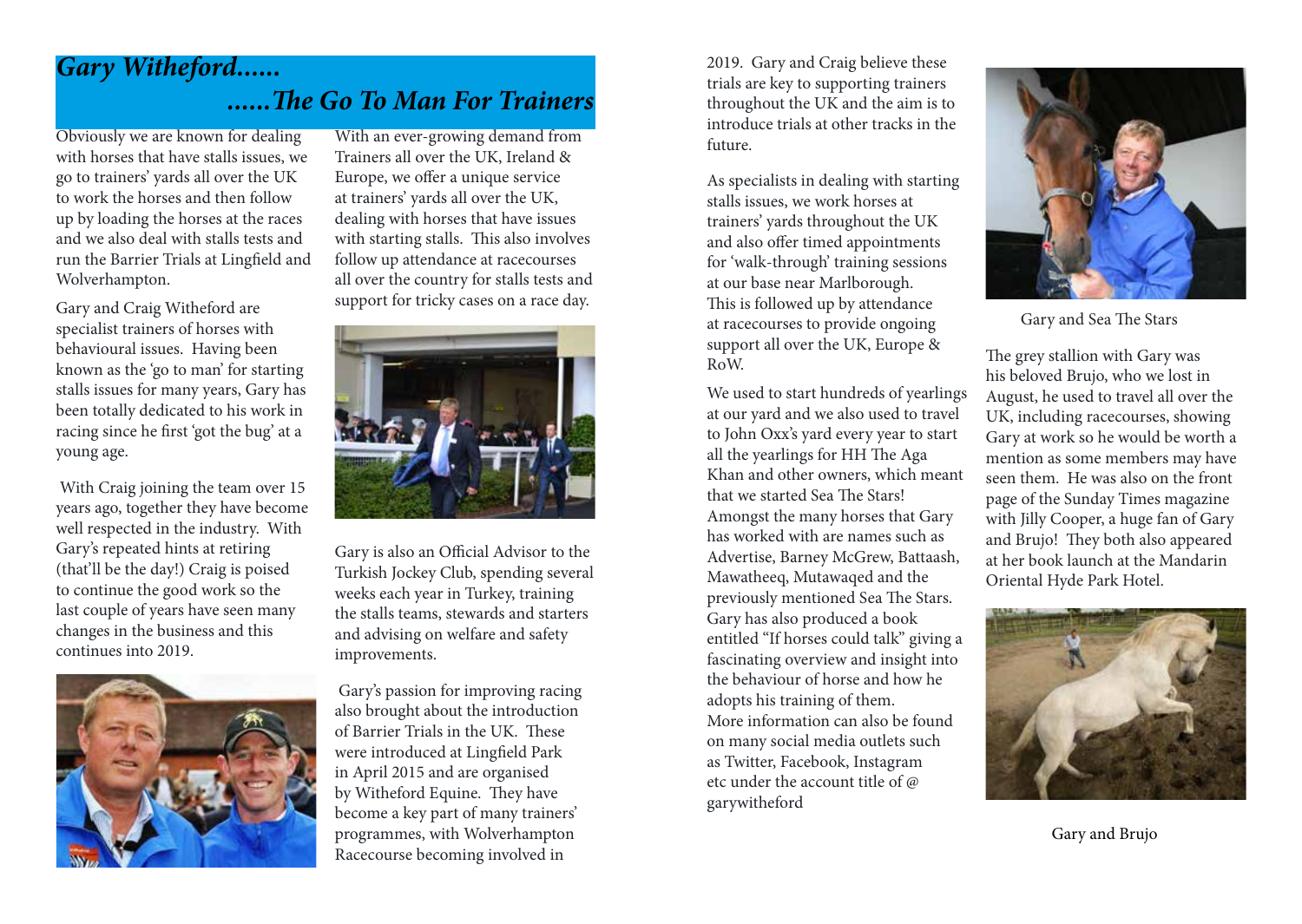# *Gary Witheford......*
# *......The Go To Man For Trainers*

Obviously we are known for dealing with horses that have stalls issues, we go to trainers' yards all over the UK to work the horses and then follow up by loading the horses at the races and we also deal with stalls tests and run the Barrier Trials at Lingfield and Wolverhampton.

Gary and Craig Witheford are specialist trainers of horses with behavioural issues. Having been known as the 'go to man' for starting stalls issues for many years, Gary has been totally dedicated to his work in racing since he first 'got the bug' at a young age.

With Craig joining the team over 15 years ago, together they have become well respected in the industry. With Gary's repeated hints at retiring (that'll be the day!) Craig is poised to continue the good work so the last couple of years have seen many changes in the business and this continues into 2019.

With an ever-growing demand from Trainers all over the UK, Ireland & Europe, we offer a unique service at trainers' yards all over the UK, dealing with horses that have issues with starting stalls. This also involves follow up attendance at racecourses all over the country for stalls tests and support for tricky cases on a race day.

Gary is also an Official Advisor to the Turkish Jockey Club, spending several weeks each year in Turkey, training the stalls teams, stewards and starters and advising on welfare and safety improvements.

Gary's passion for improving racing also brought about the introduction of Barrier Trials in the UK. These were introduced at Lingfield Park in April 2015 and are organised by Witheford Equine. They have become a key part of many trainers' programmes, with Wolverhampton Racecourse becoming involved in 2019. Gary and Craig believe these trials are key to supporting trainers throughout the UK and the aim is to introduce trials at other tracks in the future.

As specialists in dealing with starting stalls issues, we work horses at trainers' yards throughout the UK and also offer timed appointments for 'walk-through' training sessions at our base near Marlborough. This is followed up by attendance at racecourses to provide ongoing support all over the UK, Europe & RoW.

We used to start hundreds of yearlings at our yard and we also used to travel to John Oxx's yard every year to start all the yearlings for HH The Aga Khan and other owners, which meant that we started Sea The Stars! Amongst the many horses that Gary has worked with are names such as Advertise, Barney McGrew, Battaash, Mawatheeq, Mutawaqed and the previously mentioned Sea The Stars. Gary has also produced a book entitled "If horses could talk" giving a fascinating overview and insight into the behaviour of horse and how he adopts his training of them. More information can also be found on many social media outlets such as Twitter, Facebook, Instagram etc under the account title of @ garywitheford

Gary and Sea The Stars

The grey stallion with Gary was his beloved Brujo, who we lost in August, he used to travel all over the UK, including racecourses, showing Gary at work so he would be worth a mention as some members may have seen them. He was also on the front page of the Sunday Times magazine with Jilly Cooper, a huge fan of Gary and Brujo! They both also appeared at her book launch at the Mandarin Oriental Hyde Park Hotel.

Gary and Brujo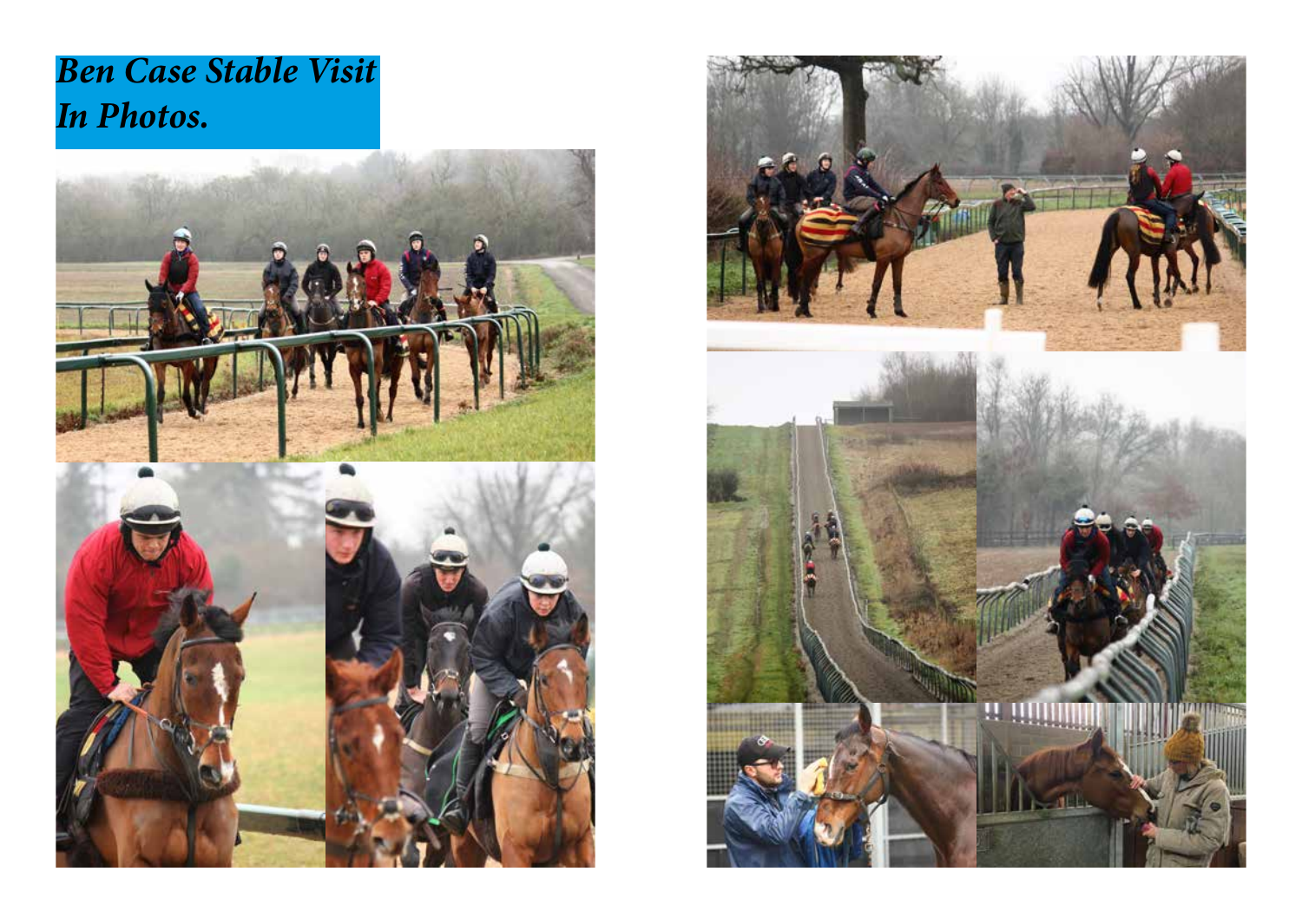# *Ben Case Stable Visit In Photos.*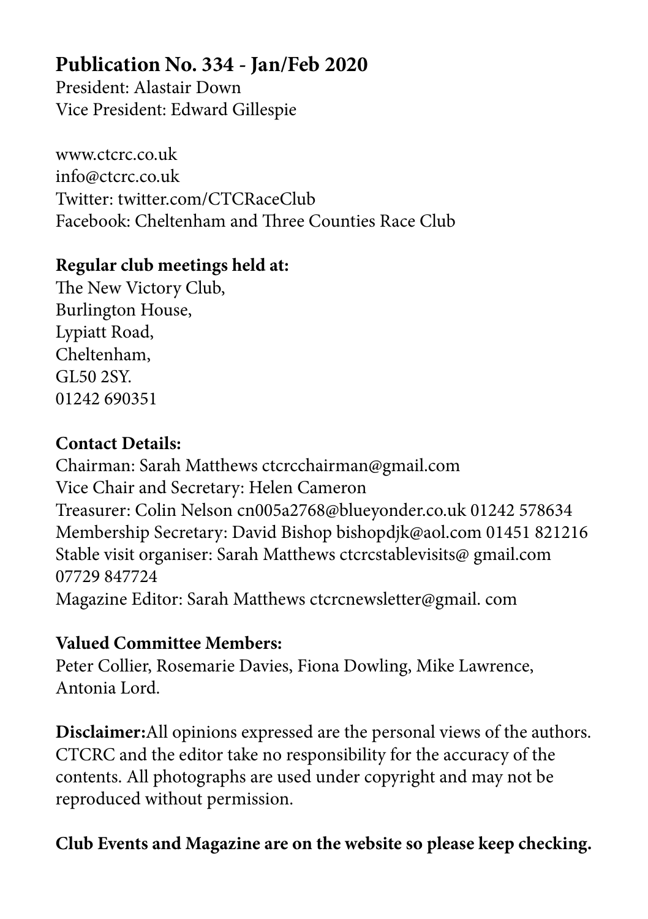## Publication No. 334 - Jan/Feb 2020

President: Alastair Down
Vice President: Edward Gillespie

www.ctcrc.co.uk
info@ctcrc.co.uk
Twitter: twitter.com/CTCRaceClub
Facebook: Cheltenham and Three Counties Race Club

**Regular club meetings held at:**
The New Victory Club,
Burlington House,
Lypiatt Road,
Cheltenham,
GL50 2SY.
01242 690351

**Contact Details:**
Chairman: Sarah Matthews ctcrcchairman@gmail.com
Vice Chair and Secretary: Helen Cameron
Treasurer: Colin Nelson cn005a2768@blueyonder.co.uk 01242 578634
Membership Secretary: David Bishop bishopdjk@aol.com 01451 821216
Stable visit organiser: Sarah Matthews ctcrcstablevisits@ gmail.com 07729 847724
Magazine Editor: Sarah Matthews ctcrcnewsletter@gmail. com

**Valued Committee Members:**
Peter Collier, Rosemarie Davies, Fiona Dowling, Mike Lawrence, Antonia Lord.

**Disclaimer:**All opinions expressed are the personal views of the authors. CTCRC and the editor take no responsibility for the accuracy of the contents. All photographs are used under copyright and may not be reproduced without permission.

**Club Events and Magazine are on the website so please keep checking.**